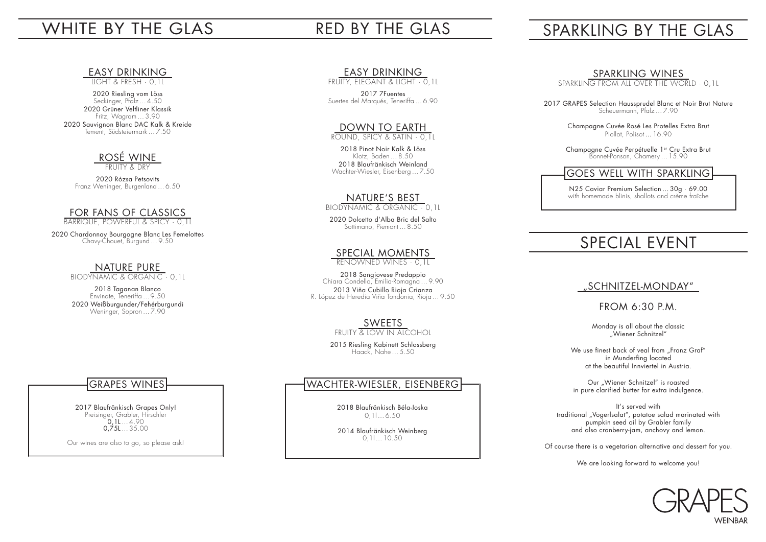# WHITE BY THE GLAS

## EASY DRINKING

LIGHT & FRESH · 0,1L

2020 Riesling vom Löss
Seckinger, Pfalz … 4.50

2020 Grüner Veltliner Klassik
Fritz, Wagram … 3.90

2020 Sauvignon Blanc DAC Kalk & Kreide
Tement, Südsteiermark … 7.50

## ROSÉ WINE

FRUITY & DRY

2020 Rózsa Petsovits
Franz Weninger, Burgenland … 6.50

## FOR FANS OF CLASSICS

BARRIQUE, POWERFUL & SPICY · 0,1L

2020 Chardonnay Bourgogne Blanc Les Femelottes
Chavy-Chouet, Burgund … 9.50

## NATURE PURE

BIODYNAMIC & ORGANIC · 0,1L

2018 Taganan Blanco
Envinate, Teneriffa … 9.50

2020 Weißburgunder/Fehérburgundi
Weninger, Sopron … 7.90

## GRAPES WINES

2017 Blaufränkisch Grapes Only!
Preisinger, Grabler, Hirschler
0,1L … 4.90
0,75L … 35.00

Our wines are also to go, so please ask!

# RED BY THE GLAS

## EASY DRINKING

FRUITY, ELEGANT & LIGHT · 0,1L

2017 7Fuentes
Suertes del Marqués, Teneriffa … 6.90

## DOWN TO EARTH

ROUND, SPICY & SATIN · 0,1L

2018 Pinot Noir Kalk & Löss
Klotz, Baden … 8.50

2018 Blaufränkisch Weinland
Wachter-Wiesler, Eisenberg … 7.50

## NATURE'S BEST

BIODYNAMIC & ORGANIC · 0,1L

2020 Dolcetto d'Alba Bric del Salto
Sottimano, Piemont … 8.50

## SPECIAL MOMENTS

RENOWNED WINES · 0,1L

2018 Sangiovese Predappio
Chiara Condello, Emilia-Romagna … 9.90

2013 Viña Cubillo Rioja Crianza
R. López de Heredia Viña Tondonia, Rioja … 9.50

## SWEETS

FRUITY & LOW IN ALCOHOL

2015 Riesling Kabinett Schlossberg
Haack, Nahe … 5.50

## WACHTER-WIESLER, EISENBERG

2018 Blaufränkisch Béla-Joska
0,1l … 6.50

2014 Blaufränkisch Weinberg
0,1l … 10.50

# SPARKLING BY THE GLAS

## SPARKLING WINES

SPARKLING FROM ALL OVER THE WORLD · 0,1L

2017 GRAPES Selection Haussprudel Blanc et Noir Brut Nature
Scheuermann, Pfalz … 7.90

Champagne Cuvée Rosé Les Protelles Extra Brut
Piollot, Polisot … 16.90

Champagne Cuvée Perpétuelle 1er Cru Extra Brut
Bonnet-Ponson, Chamery … 15.90

## GOES WELL WITH SPARKLING

N25 Caviar Premium Selection … 30g · 69.00
with homemade blinis, shallots and crème fraîche

# SPECIAL EVENT

## „SCHNITZEL-MONDAY"

FROM 6:30 P.M.

Monday is all about the classic „Wiener Schnitzel"

We use finest back of veal from „Franz Graf" in Munderfing located at the beautiful Innviertel in Austria.

Our „Wiener Schnitzel" is roasted in pure clarified butter for extra indulgence.

It's served with traditional „Vogerlsalat", potatoe salad marinated with pumpkin seed oil by Grabler family and also cranberry-jam, anchovy and lemon.

Of course there is a vegetarian alternative and dessert for you.

We are looking forward to welcome you!

GRAPES WEINBAR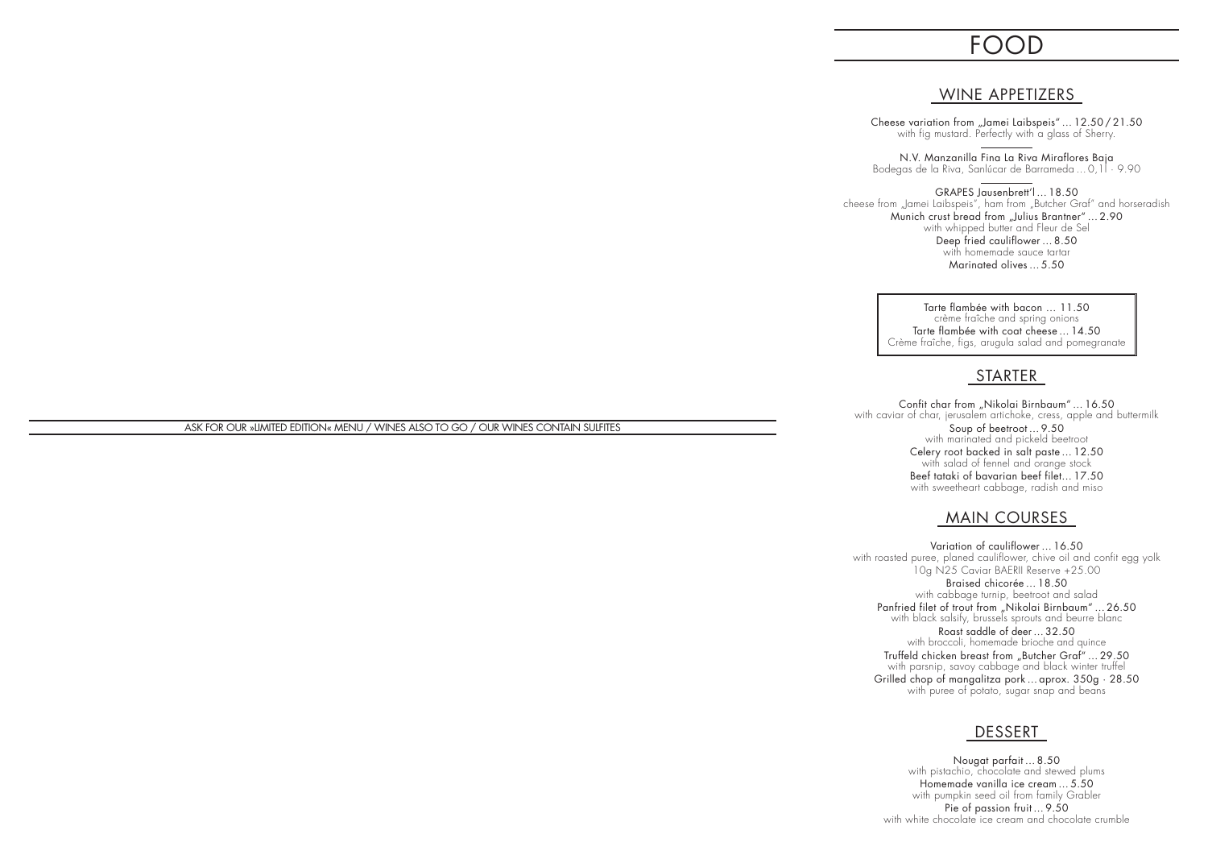ASK FOR OUR »LIMITED EDITION« MENU / WINES ALSO TO GO / OUR WINES CONTAIN SULFITES

# FOOD

## WINE APPETIZERS

Cheese variation from „Jamei Laibspeis" ... 12.50 / 21.50
with fig mustard. Perfectly with a glass of Sherry.

N.V. Manzanilla Fina La Riva Miraflores Baja
Bodegas de la Riva, Sanlúcar de Barrameda ... 0,1l · 9.90

GRAPES Jausenbrett'l ... 18.50
cheese from „Jamei Laibspeis", ham from „Butcher Graf" and horseradish

Munich crust bread from „Julius Brantner" ... 2.90
with whipped butter and Fleur de Sel

Deep fried cauliflower ... 8.50
with homemade sauce tartar

Marinated olives ... 5.50

Tarte flambée with bacon ... 11.50
crème fraîche and spring onions

Tarte flambée with coat cheese ... 14.50
Crème fraîche, figs, arugula salad and pomegranate

## STARTER

Confit char from „Nikolai Birnbaum" ... 16.50
with caviar of char, jerusalem artichoke, cress, apple and buttermilk

Soup of beetroot ... 9.50
with marinated and pickeld beetroot

Celery root backed in salt paste ... 12.50
with salad of fennel and orange stock

Beef tataki of bavarian beef filet... 17.50
with sweetheart cabbage, radish and miso

## MAIN COURSES

Variation of cauliflower ... 16.50
with roasted puree, planed cauliflower, chive oil and confit egg yolk
10g N25 Caviar BAERII Reserve +25.00

Braised chicorée ... 18.50
with cabbage turnip, beetroot and salad

Panfried filet of trout from „Nikolai Birnbaum" ... 26.50
with black salsify, brussels sprouts and beurre blanc

Roast saddle of deer ... 32.50
with broccoli, homemade brioche and quince

Truffeld chicken breast from „Butcher Graf" ... 29.50
with parsnip, savoy cabbage and black winter truffel

Grilled chop of mangalitza pork ... aprox. 350g · 28.50
with puree of potato, sugar snap and beans

## DESSERT

Nougat parfait ... 8.50
with pistachio, chocolate and stewed plums

Homemade vanilla ice cream ... 5.50
with pumpkin seed oil from family Grabler

Pie of passion fruit ... 9.50
with white chocolate ice cream and chocolate crumble